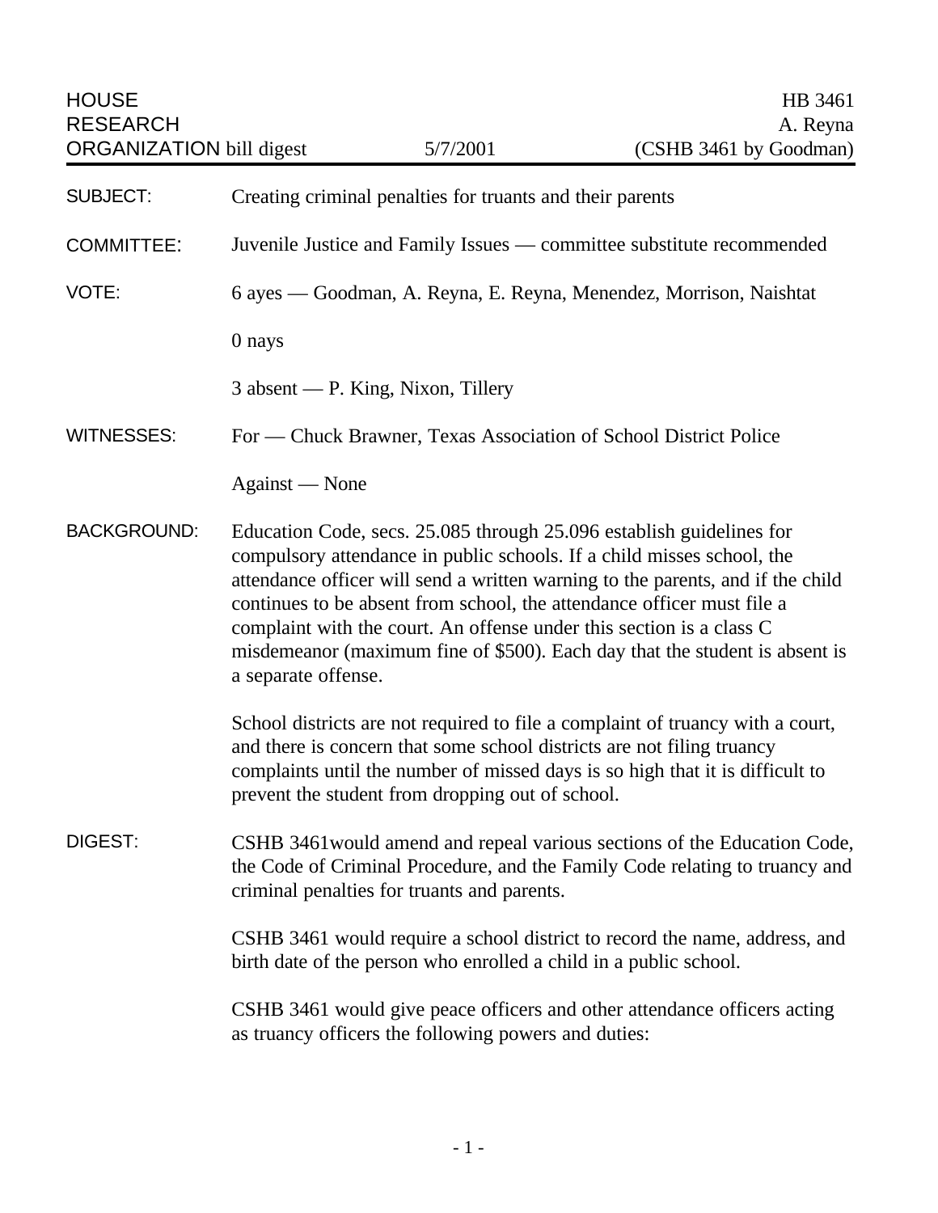HOUSE RESEARCH ORGANIZATION bill digest — 5/7/2001 — HB 3461 A. Reyna (CSHB 3461 by Goodman)

| | |
|---|---|
| SUBJECT: | Creating criminal penalties for truants and their parents |
| COMMITTEE: | Juvenile Justice and Family Issues — committee substitute recommended |
| VOTE: | 6 ayes — Goodman, A. Reyna, E. Reyna, Menendez, Morrison, Naishtat<br><br>0 nays<br><br>3 absent — P. King, Nixon, Tillery |
| WITNESSES: | For — Chuck Brawner, Texas Association of School District Police<br><br>Against — None |

**BACKGROUND:**

Education Code, secs. 25.085 through 25.096 establish guidelines for compulsory attendance in public schools. If a child misses school, the attendance officer will send a written warning to the parents, and if the child continues to be absent from school, the attendance officer must file a complaint with the court. An offense under this section is a class C misdemeanor (maximum fine of $500). Each day that the student is absent is a separate offense.

School districts are not required to file a complaint of truancy with a court, and there is concern that some school districts are not filing truancy complaints until the number of missed days is so high that it is difficult to prevent the student from dropping out of school.

**DIGEST:**

CSHB 3461would amend and repeal various sections of the Education Code, the Code of Criminal Procedure, and the Family Code relating to truancy and criminal penalties for truants and parents.

CSHB 3461 would require a school district to record the name, address, and birth date of the person who enrolled a child in a public school.

CSHB 3461 would give peace officers and other attendance officers acting as truancy officers the following powers and duties: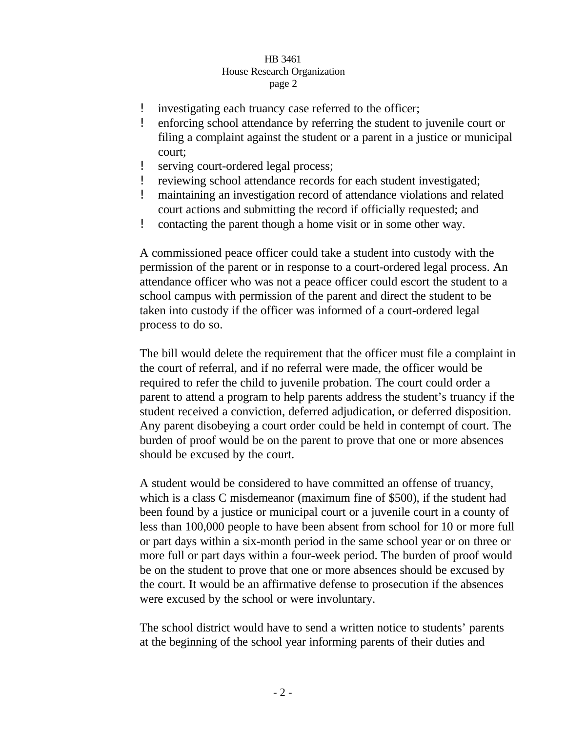- investigating each truancy case referred to the officer;
- enforcing school attendance by referring the student to juvenile court or filing a complaint against the student or a parent in a justice or municipal court;
- serving court-ordered legal process;
- reviewing school attendance records for each student investigated;
- maintaining an investigation record of attendance violations and related court actions and submitting the record if officially requested; and
- contacting the parent though a home visit or in some other way.

A commissioned peace officer could take a student into custody with the permission of the parent or in response to a court-ordered legal process. An attendance officer who was not a peace officer could escort the student to a school campus with permission of the parent and direct the student to be taken into custody if the officer was informed of a court-ordered legal process to do so.

The bill would delete the requirement that the officer must file a complaint in the court of referral, and if no referral were made, the officer would be required to refer the child to juvenile probation. The court could order a parent to attend a program to help parents address the student's truancy if the student received a conviction, deferred adjudication, or deferred disposition. Any parent disobeying a court order could be held in contempt of court. The burden of proof would be on the parent to prove that one or more absences should be excused by the court.

A student would be considered to have committed an offense of truancy, which is a class C misdemeanor (maximum fine of $500), if the student had been found by a justice or municipal court or a juvenile court in a county of less than 100,000 people to have been absent from school for 10 or more full or part days within a six-month period in the same school year or on three or more full or part days within a four-week period. The burden of proof would be on the student to prove that one or more absences should be excused by the court. It would be an affirmative defense to prosecution if the absences were excused by the school or were involuntary.

The school district would have to send a written notice to students' parents at the beginning of the school year informing parents of their duties and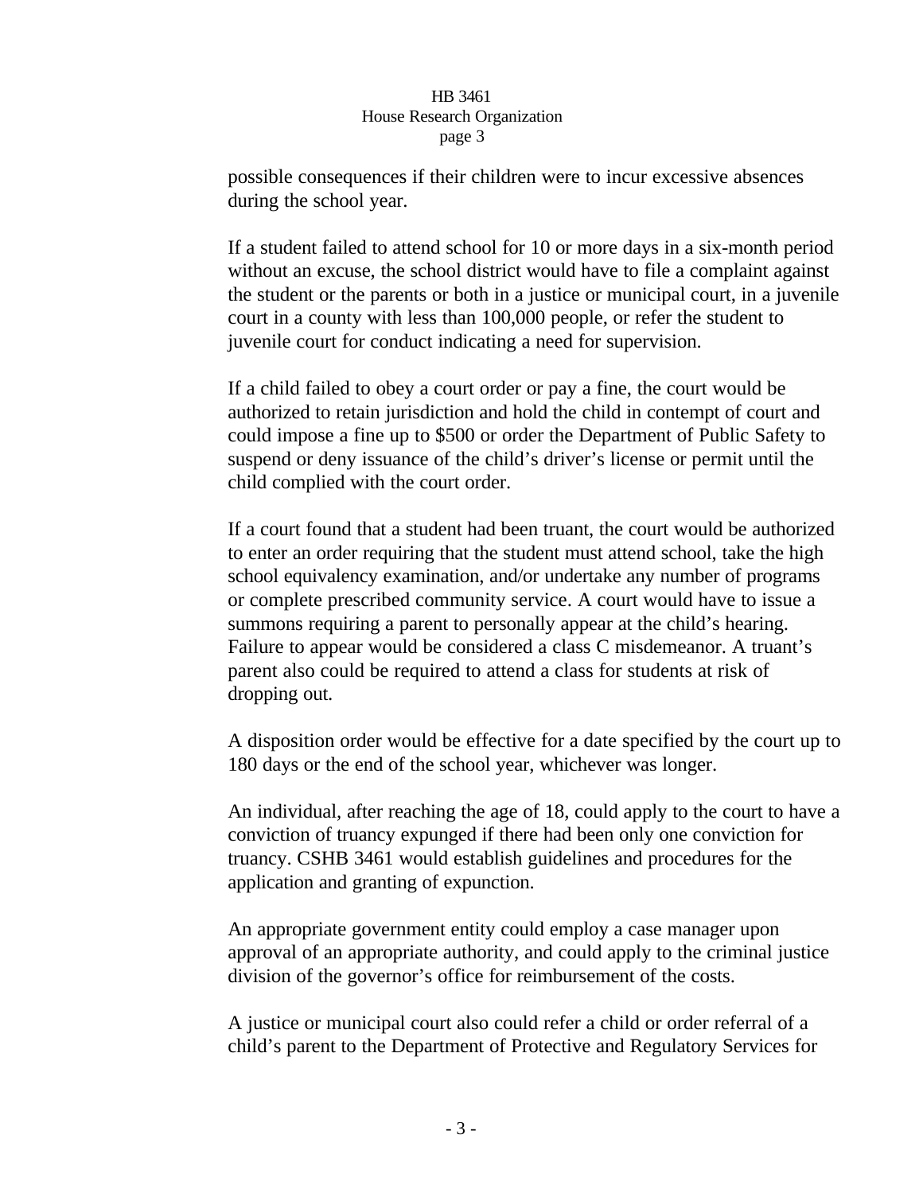possible consequences if their children were to incur excessive absences during the school year.

If a student failed to attend school for 10 or more days in a six-month period without an excuse, the school district would have to file a complaint against the student or the parents or both in a justice or municipal court, in a juvenile court in a county with less than 100,000 people, or refer the student to juvenile court for conduct indicating a need for supervision.

If a child failed to obey a court order or pay a fine, the court would be authorized to retain jurisdiction and hold the child in contempt of court and could impose a fine up to $500 or order the Department of Public Safety to suspend or deny issuance of the child's driver's license or permit until the child complied with the court order.

If a court found that a student had been truant, the court would be authorized to enter an order requiring that the student must attend school, take the high school equivalency examination, and/or undertake any number of programs or complete prescribed community service. A court would have to issue a summons requiring a parent to personally appear at the child's hearing. Failure to appear would be considered a class C misdemeanor. A truant's parent also could be required to attend a class for students at risk of dropping out.

A disposition order would be effective for a date specified by the court up to 180 days or the end of the school year, whichever was longer.

An individual, after reaching the age of 18, could apply to the court to have a conviction of truancy expunged if there had been only one conviction for truancy. CSHB 3461 would establish guidelines and procedures for the application and granting of expunction.

An appropriate government entity could employ a case manager upon approval of an appropriate authority, and could apply to the criminal justice division of the governor's office for reimbursement of the costs.

A justice or municipal court also could refer a child or order referral of a child's parent to the Department of Protective and Regulatory Services for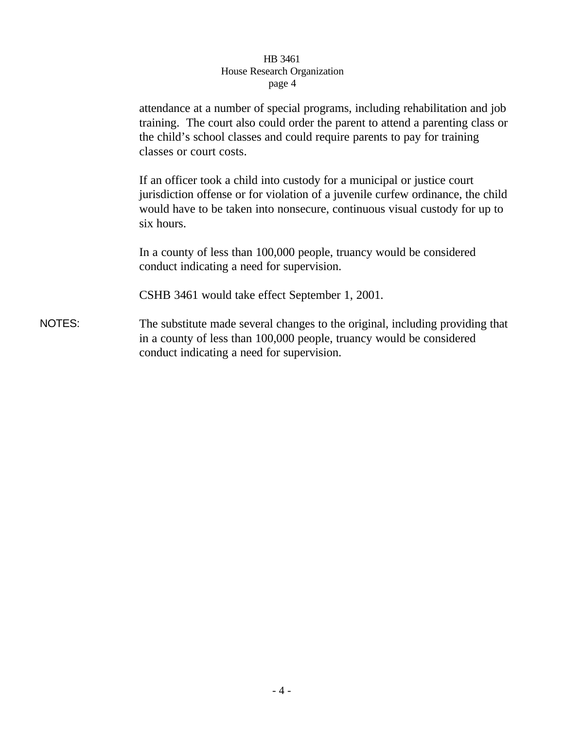attendance at a number of special programs, including rehabilitation and job training. The court also could order the parent to attend a parenting class or the child's school classes and could require parents to pay for training classes or court costs.

If an officer took a child into custody for a municipal or justice court jurisdiction offense or for violation of a juvenile curfew ordinance, the child would have to be taken into nonsecure, continuous visual custody for up to six hours.

In a county of less than 100,000 people, truancy would be considered conduct indicating a need for supervision.

CSHB 3461 would take effect September 1, 2001.

**NOTES:** The substitute made several changes to the original, including providing that in a county of less than 100,000 people, truancy would be considered conduct indicating a need for supervision.